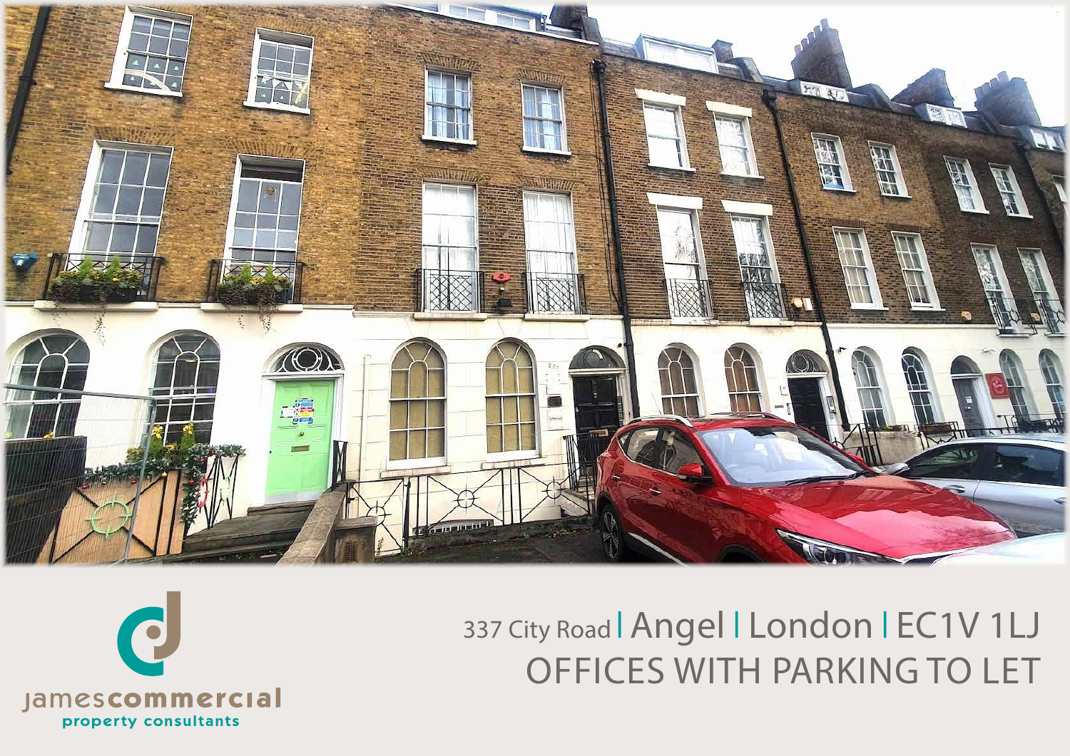jamescommercial
property consultants

# 337 City Road | Angel | London | EC1V 1LJ

## OFFICES WITH PARKING TO LET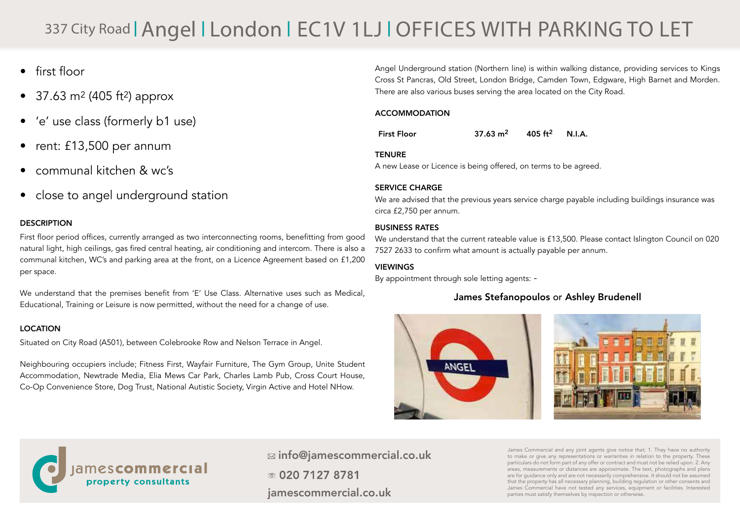# 337 City Road | Angel | London | EC1V 1LJ | OFFICES WITH PARKING TO LET

- first floor
- 37.63 $m^2$ (405 $ft^2$) approx
- 'e' use class (formerly b1 use)
- rent: £13,500 per annum
- communal kitchen & wc's
- close to angel underground station

## DESCRIPTION

First floor period offices, currently arranged as two interconnecting rooms, benefitting from good natural light, high ceilings, gas fired central heating, air conditioning and intercom. There is also a communal kitchen, WC's and parking area at the front, on a Licence Agreement based on £1,200 per space.

We understand that the premises benefit from 'E' Use Class. Alternative uses such as Medical, Educational, Training or Leisure is now permitted, without the need for a change of use.

## LOCATION

Situated on City Road (A501), between Colebrooke Row and Nelson Terrace in Angel.

Neighbouring occupiers include; Fitness First, Wayfair Furniture, The Gym Group, Unite Student Accommodation, Newtrade Media, Elia Mews Car Park, Charles Lamb Pub, Cross Court House, Co-Op Convenience Store, Dog Trust, National Autistic Society, Virgin Active and Hotel NHow.

Angel Underground station (Northern line) is within walking distance, providing services to Kings Cross St Pancras, Old Street, London Bridge, Camden Town, Edgware, High Barnet and Morden. There are also various buses serving the area located on the City Road.

## ACCOMMODATION

| | | | |
|---|---|---|---|
| First Floor | 37.63 $m^2$ | 405 $ft^2$ | N.I.A. |

## TENURE

A new Lease or Licence is being offered, on terms to be agreed.

## SERVICE CHARGE

We are advised that the previous years service charge payable including buildings insurance was circa £2,750 per annum.

## BUSINESS RATES

We understand that the current rateable value is £13,500. Please contact Islington Council on 020 7527 2633 to confirm what amount is actually payable per annum.

## VIEWINGS

By appointment through sole letting agents: -

**James Stefanopoulos** or **Ashley Brudenell**

jamescommercial property consultants

info@jamescommercial.co.uk

020 7127 8781

jamescommercial.co.uk

James Commercial and any joint agents give notice that; 1. They have no authority to make or give any representations or warranties in relation to the property. These particulars do not form part of any offer or contract and must not be relied upon. 2. Any areas, measurements or distances are approximate. The text, photographs and plans are for guidance only and are not necessarily comprehensive. It should not be assumed that the property has all necessary planning, building regulation or other consents and James Commercial have not tested any services, equipment or facilities. Interested parties must satisfy themselves by inspection or otherwise.